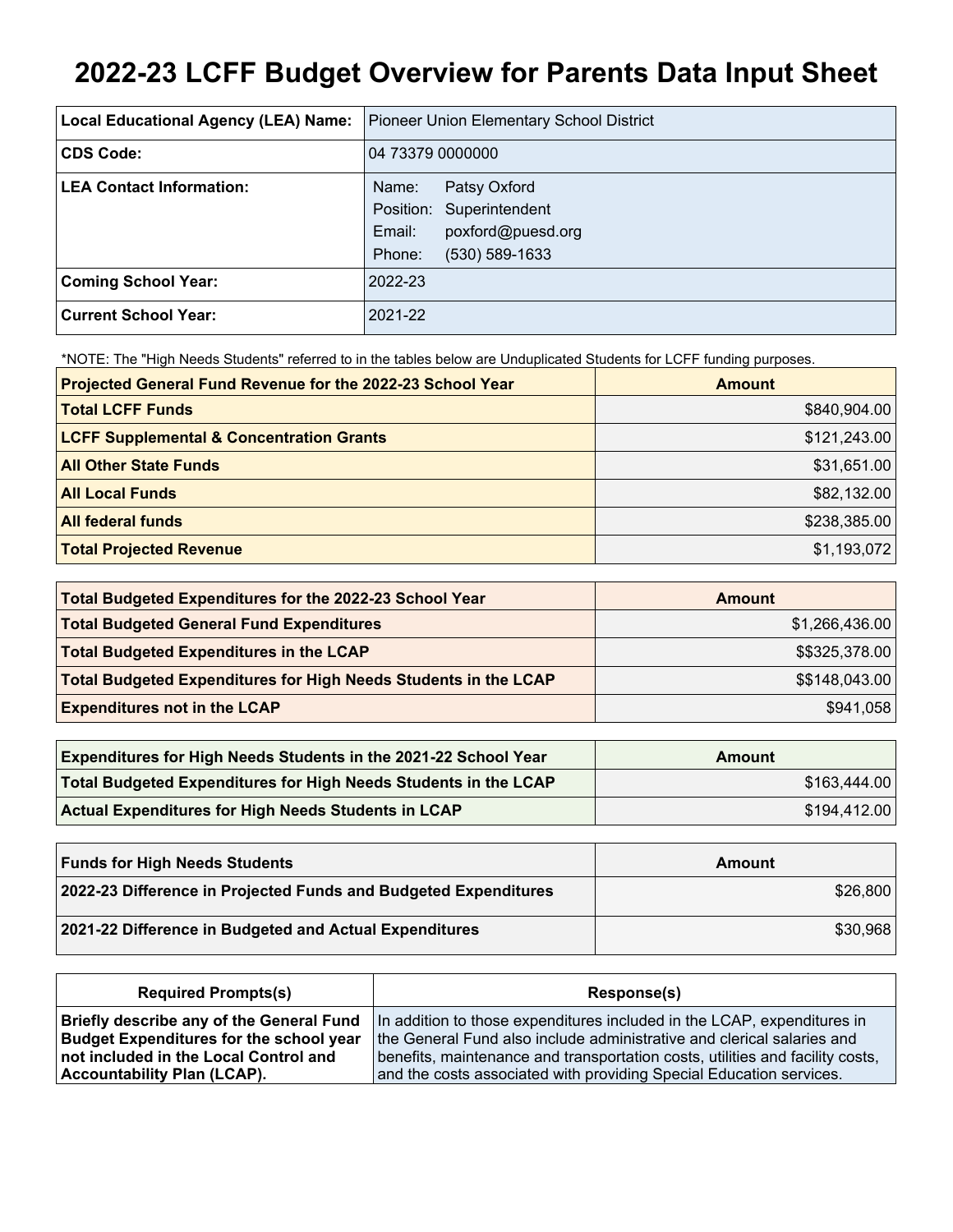# 2022-23 LCFF Budget Overview for Parents Data Input Sheet

| | |
|---|---|
| **Local Educational Agency (LEA) Name:** | Pioneer Union Elementary School District |
| **CDS Code:** | 04 73379 0000000 |
| **LEA Contact Information:** | Name: Patsy Oxford<br>Position: Superintendent<br>Email: poxford@puesd.org<br>Phone: (530) 589-1633 |
| **Coming School Year:** | 2022-23 |
| **Current School Year:** | 2021-22 |

*NOTE: The "High Needs Students" referred to in the tables below are Unduplicated Students for LCFF funding purposes.

| Projected General Fund Revenue for the 2022-23 School Year | Amount |
|---|---|
| **Total LCFF Funds** | $840,904.00 |
| **LCFF Supplemental & Concentration Grants** | $121,243.00 |
| **All Other State Funds** | $31,651.00 |
| **All Local Funds** | $82,132.00 |
| **All federal funds** | $238,385.00 |
| **Total Projected Revenue** | $1,193,072 |

| Total Budgeted Expenditures for the 2022-23 School Year | Amount |
|---|---|
| **Total Budgeted General Fund Expenditures** | $1,266,436.00 |
| **Total Budgeted Expenditures in the LCAP** | $$325,378.00 |
| **Total Budgeted Expenditures for High Needs Students in the LCAP** | $$148,043.00 |
| **Expenditures not in the LCAP** | $941,058 |

| Expenditures for High Needs Students in the 2021-22 School Year | Amount |
|---|---|
| **Total Budgeted Expenditures for High Needs Students in the LCAP** | $163,444.00 |
| **Actual Expenditures for High Needs Students in LCAP** | $194,412.00 |

| Funds for High Needs Students | Amount |
|---|---|
| **2022-23 Difference in Projected Funds and Budgeted Expenditures** | $26,800 |
| **2021-22 Difference in Budgeted and Actual Expenditures** | $30,968 |

| Required Prompts(s) | Response(s) |
|---|---|
| **Briefly describe any of the General Fund Budget Expenditures for the school year not included in the Local Control and Accountability Plan (LCAP).** | In addition to those expenditures included in the LCAP, expenditures in the General Fund also include administrative and clerical salaries and benefits, maintenance and transportation costs, utilities and facility costs, and the costs associated with providing Special Education services. |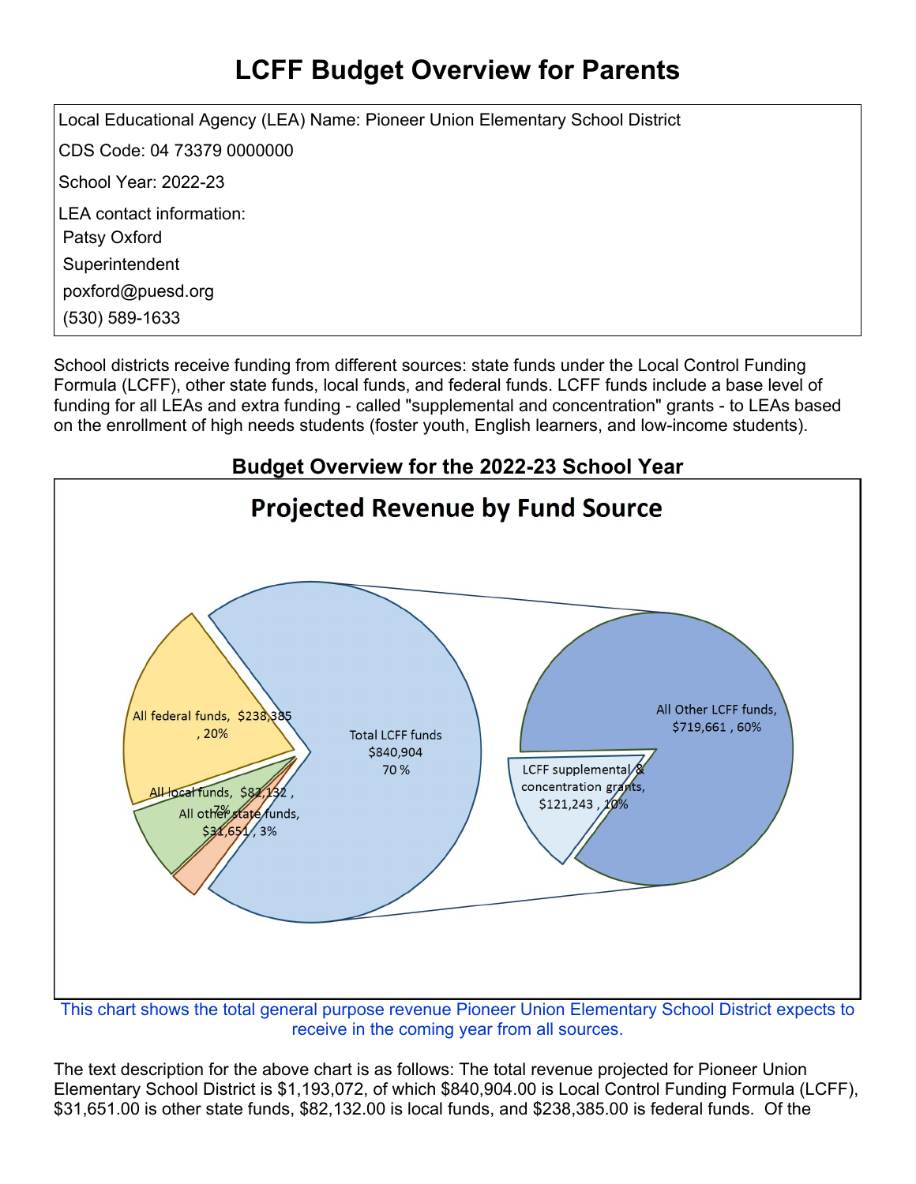# LCFF Budget Overview for Parents

Local Educational Agency (LEA) Name: Pioneer Union Elementary School District

CDS Code: 04 73379 0000000

School Year: 2022-23

LEA contact information:

Patsy Oxford

Superintendent

poxford@puesd.org

(530) 589-1633

School districts receive funding from different sources: state funds under the Local Control Funding Formula (LCFF), other state funds, local funds, and federal funds. LCFF funds include a base level of funding for all LEAs and extra funding - called "supplemental and concentration" grants - to LEAs based on the enrollment of high needs students (foster youth, English learners, and low-income students).

## Budget Overview for the 2022-23 School Year

### Projected Revenue by Fund Source

All federal funds, $238,385, 20%

All local funds, $82,132, 7%

All other state funds, $31,651, 3%

Total LCFF funds $840,904 70 %

All Other LCFF funds, $719,661, 60%

LCFF supplemental & concentration grants, $121,243, 10%

This chart shows the total general purpose revenue Pioneer Union Elementary School District expects to receive in the coming year from all sources.

The text description for the above chart is as follows: The total revenue projected for Pioneer Union Elementary School District is $1,193,072, of which $840,904.00 is Local Control Funding Formula (LCFF), $31,651.00 is other state funds, $82,132.00 is local funds, and $238,385.00 is federal funds. Of the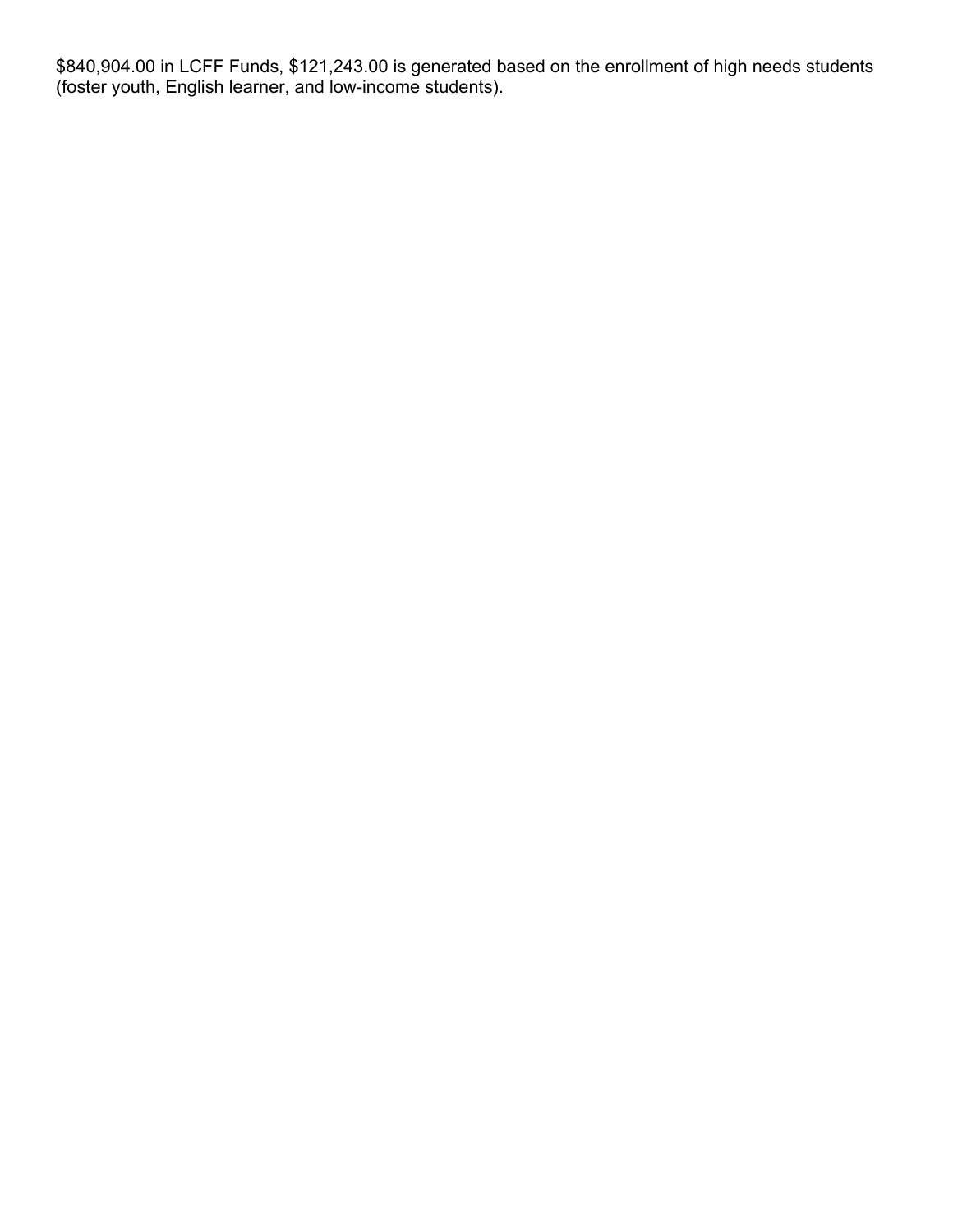$840,904.00 in LCFF Funds, $121,243.00 is generated based on the enrollment of high needs students (foster youth, English learner, and low-income students).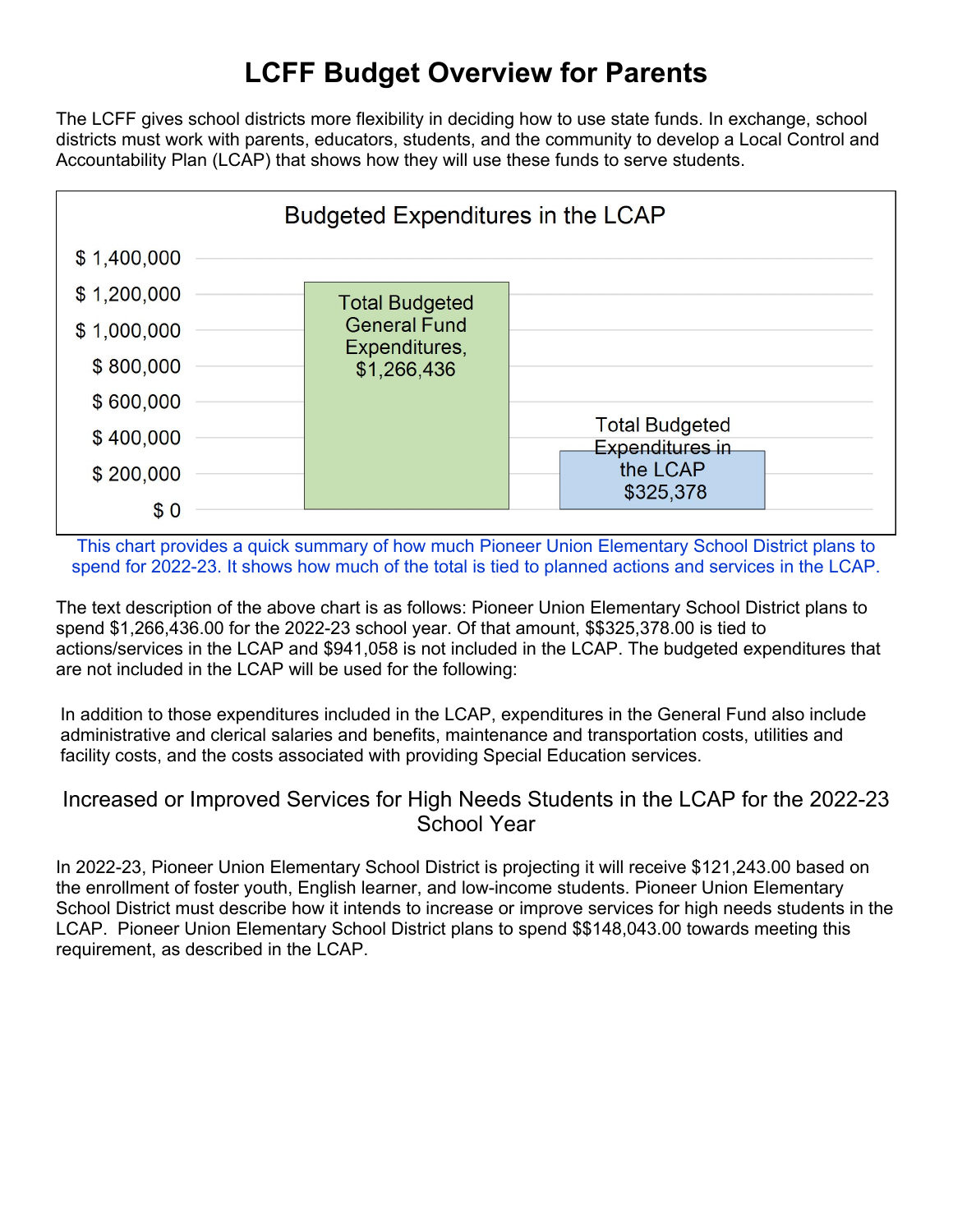# LCFF Budget Overview for Parents

The LCFF gives school districts more flexibility in deciding how to use state funds. In exchange, school districts must work with parents, educators, students, and the community to develop a Local Control and Accountability Plan (LCAP) that shows how they will use these funds to serve students.

**Budgeted Expenditures in the LCAP**

| Category | Amount |
| --- | --- |
| Total Budgeted General Fund Expenditures | $1,266,436 |
| Total Budgeted Expenditures in the LCAP | $325,378 |

This chart provides a quick summary of how much Pioneer Union Elementary School District plans to spend for 2022-23. It shows how much of the total is tied to planned actions and services in the LCAP.

The text description of the above chart is as follows: Pioneer Union Elementary School District plans to spend $1,266,436.00 for the 2022-23 school year. Of that amount, $$325,378.00 is tied to actions/services in the LCAP and $941,058 is not included in the LCAP. The budgeted expenditures that are not included in the LCAP will be used for the following:

In addition to those expenditures included in the LCAP, expenditures in the General Fund also include administrative and clerical salaries and benefits, maintenance and transportation costs, utilities and facility costs, and the costs associated with providing Special Education services.

## Increased or Improved Services for High Needs Students in the LCAP for the 2022-23 School Year

In 2022-23, Pioneer Union Elementary School District is projecting it will receive $121,243.00 based on the enrollment of foster youth, English learner, and low-income students. Pioneer Union Elementary School District must describe how it intends to increase or improve services for high needs students in the LCAP. Pioneer Union Elementary School District plans to spend $$148,043.00 towards meeting this requirement, as described in the LCAP.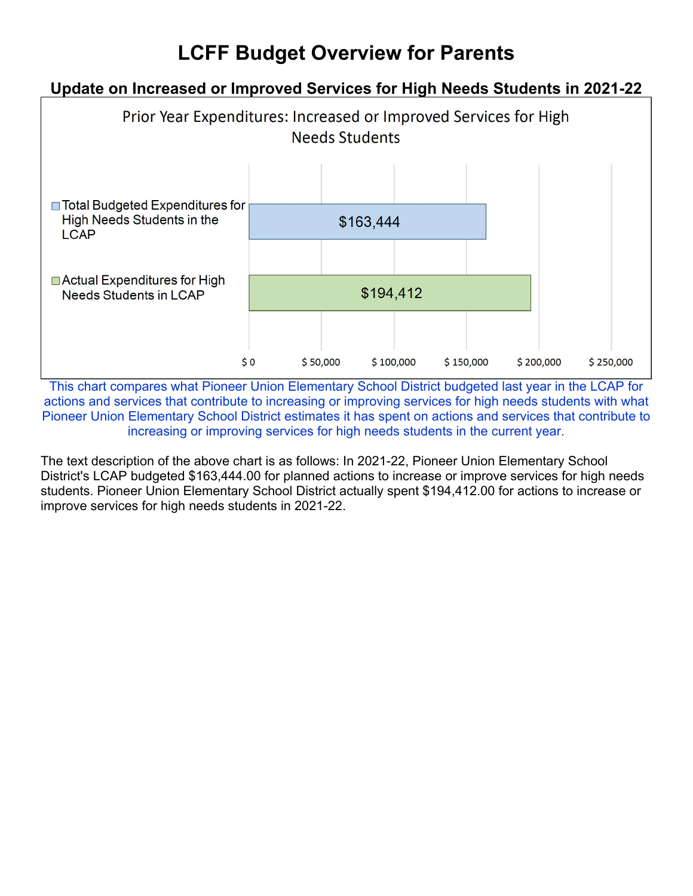# LCFF Budget Overview for Parents

## Update on Increased or Improved Services for High Needs Students in 2021-22

Prior Year Expenditures: Increased or Improved Services for High Needs Students

Total Budgeted Expenditures for High Needs Students in the LCAP

$163,444

Actual Expenditures for High Needs Students in LCAP

$194,412

$ 0
$ 50,000
$ 100,000
$ 150,000
$ 200,000
$ 250,000

This chart compares what Pioneer Union Elementary School District budgeted last year in the LCAP for actions and services that contribute to increasing or improving services for high needs students with what Pioneer Union Elementary School District estimates it has spent on actions and services that contribute to increasing or improving services for high needs students in the current year.

The text description of the above chart is as follows: In 2021-22, Pioneer Union Elementary School District's LCAP budgeted $163,444.00 for planned actions to increase or improve services for high needs students. Pioneer Union Elementary School District actually spent $194,412.00 for actions to increase or improve services for high needs students in 2021-22.